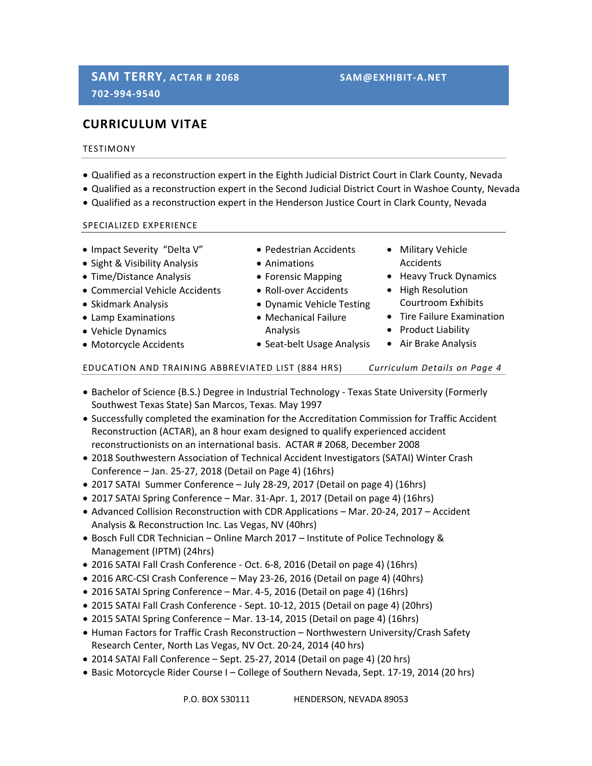**SAM TERRY, ACTAR # 2068** | **SAM@EXHIBIT-A.NET**

**702-994-9540**

# CURRICULUM VITAE

## TESTIMONY

- Qualified as a reconstruction expert in the Eighth Judicial District Court in Clark County, Nevada
- Qualified as a reconstruction expert in the Second Judicial District Court in Washoe County, Nevada
- Qualified as a reconstruction expert in the Henderson Justice Court in Clark County, Nevada

## SPECIALIZED EXPERIENCE

- Impact Severity "Delta V"
- Sight & Visibility Analysis
- Time/Distance Analysis
- Commercial Vehicle Accidents
- Skidmark Analysis
- Lamp Examinations
- Vehicle Dynamics
- Motorcycle Accidents
- Pedestrian Accidents
- Animations
- Forensic Mapping
- Roll-over Accidents
- Dynamic Vehicle Testing
- Mechanical Failure Analysis
- Seat-belt Usage Analysis
- Military Vehicle Accidents
- Heavy Truck Dynamics
- High Resolution Courtroom Exhibits
- Tire Failure Examination
- Product Liability
- Air Brake Analysis

## EDUCATION AND TRAINING ABBREVIATED LIST (884 HRS)

*Curriculum Details on Page 4*

- Bachelor of Science (B.S.) Degree in Industrial Technology - Texas State University (Formerly Southwest Texas State) San Marcos, Texas. May 1997
- Successfully completed the examination for the Accreditation Commission for Traffic Accident Reconstruction (ACTAR), an 8 hour exam designed to qualify experienced accident reconstructionists on an international basis. ACTAR # 2068, December 2008
- 2018 Southwestern Association of Technical Accident Investigators (SATAI) Winter Crash Conference – Jan. 25-27, 2018 (Detail on Page 4) (16hrs)
- 2017 SATAI Summer Conference – July 28-29, 2017 (Detail on page 4) (16hrs)
- 2017 SATAI Spring Conference – Mar. 31-Apr. 1, 2017 (Detail on page 4) (16hrs)
- Advanced Collision Reconstruction with CDR Applications – Mar. 20-24, 2017 – Accident Analysis & Reconstruction Inc. Las Vegas, NV (40hrs)
- Bosch Full CDR Technician – Online March 2017 – Institute of Police Technology & Management (IPTM) (24hrs)
- 2016 SATAI Fall Crash Conference - Oct. 6-8, 2016 (Detail on page 4) (16hrs)
- 2016 ARC-CSI Crash Conference – May 23-26, 2016 (Detail on page 4) (40hrs)
- 2016 SATAI Spring Conference – Mar. 4-5, 2016 (Detail on page 4) (16hrs)
- 2015 SATAI Fall Crash Conference - Sept. 10-12, 2015 (Detail on page 4) (20hrs)
- 2015 SATAI Spring Conference – Mar. 13-14, 2015 (Detail on page 4) (16hrs)
- Human Factors for Traffic Crash Reconstruction – Northwestern University/Crash Safety Research Center, North Las Vegas, NV Oct. 20-24, 2014 (40 hrs)
- 2014 SATAI Fall Conference – Sept. 25-27, 2014 (Detail on page 4) (20 hrs)
- Basic Motorcycle Rider Course I – College of Southern Nevada, Sept. 17-19, 2014 (20 hrs)

P.O. BOX 530111 HENDERSON, NEVADA 89053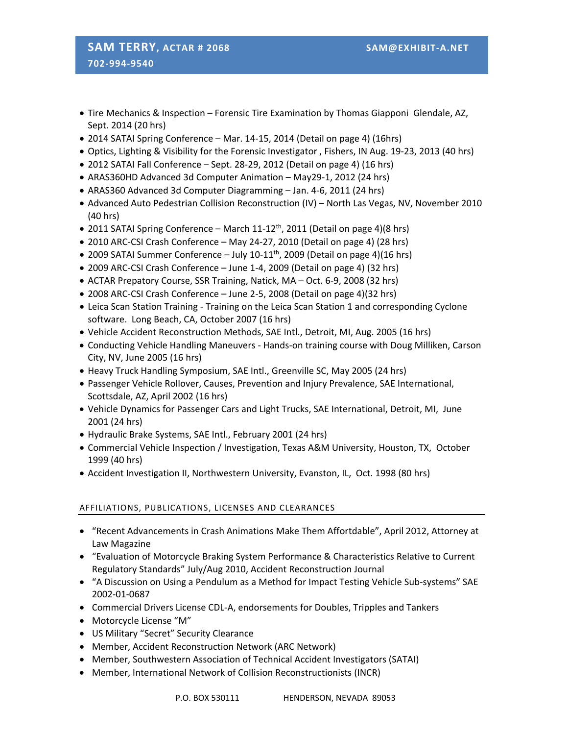- Tire Mechanics & Inspection – Forensic Tire Examination by Thomas Giapponi  Glendale, AZ, Sept. 2014 (20 hrs)
- 2014 SATAI Spring Conference – Mar. 14-15, 2014 (Detail on page 4) (16hrs)
- Optics, Lighting & Visibility for the Forensic Investigator , Fishers, IN Aug. 19-23, 2013 (40 hrs)
- 2012 SATAI Fall Conference – Sept. 28-29, 2012 (Detail on page 4) (16 hrs)
- ARAS360HD Advanced 3d Computer Animation – May29-1, 2012 (24 hrs)
- ARAS360 Advanced 3d Computer Diagramming – Jan. 4-6, 2011 (24 hrs)
- Advanced Auto Pedestrian Collision Reconstruction (IV) – North Las Vegas, NV, November 2010 (40 hrs)
- 2011 SATAI Spring Conference – March 11-12th, 2011 (Detail on page 4)(8 hrs)
- 2010 ARC-CSI Crash Conference – May 24-27, 2010 (Detail on page 4) (28 hrs)
- 2009 SATAI Summer Conference – July 10-11th, 2009 (Detail on page 4)(16 hrs)
- 2009 ARC-CSI Crash Conference – June 1-4, 2009 (Detail on page 4) (32 hrs)
- ACTAR Prepatory Course, SSR Training, Natick, MA – Oct. 6-9, 2008 (32 hrs)
- 2008 ARC-CSI Crash Conference – June 2-5, 2008 (Detail on page 4)(32 hrs)
- Leica Scan Station Training - Training on the Leica Scan Station 1 and corresponding Cyclone software.  Long Beach, CA, October 2007 (16 hrs)
- Vehicle Accident Reconstruction Methods, SAE Intl., Detroit, MI, Aug. 2005 (16 hrs)
- Conducting Vehicle Handling Maneuvers - Hands-on training course with Doug Milliken, Carson City, NV, June 2005 (16 hrs)
- Heavy Truck Handling Symposium, SAE Intl., Greenville SC, May 2005 (24 hrs)
- Passenger Vehicle Rollover, Causes, Prevention and Injury Prevalence, SAE International, Scottsdale, AZ, April 2002 (16 hrs)
- Vehicle Dynamics for Passenger Cars and Light Trucks, SAE International, Detroit, MI,  June 2001 (24 hrs)
- Hydraulic Brake Systems, SAE Intl., February 2001 (24 hrs)
- Commercial Vehicle Inspection / Investigation, Texas A&M University, Houston, TX,  October 1999 (40 hrs)
- Accident Investigation II, Northwestern University, Evanston, IL,  Oct. 1998 (80 hrs)

## AFFILIATIONS, PUBLICATIONS, LICENSES AND CLEARANCES

- "Recent Advancements in Crash Animations Make Them Affortdable", April 2012, Attorney at Law Magazine
- "Evaluation of Motorcycle Braking System Performance & Characteristics Relative to Current Regulatory Standards" July/Aug 2010, Accident Reconstruction Journal
- "A Discussion on Using a Pendulum as a Method for Impact Testing Vehicle Sub-systems" SAE 2002-01-0687
- Commercial Drivers License CDL-A, endorsements for Doubles, Tripples and Tankers
- Motorcycle License "M"
- US Military "Secret" Security Clearance
- Member, Accident Reconstruction Network (ARC Network)
- Member, Southwestern Association of Technical Accident Investigators (SATAI)
- Member, International Network of Collision Reconstructionists (INCR)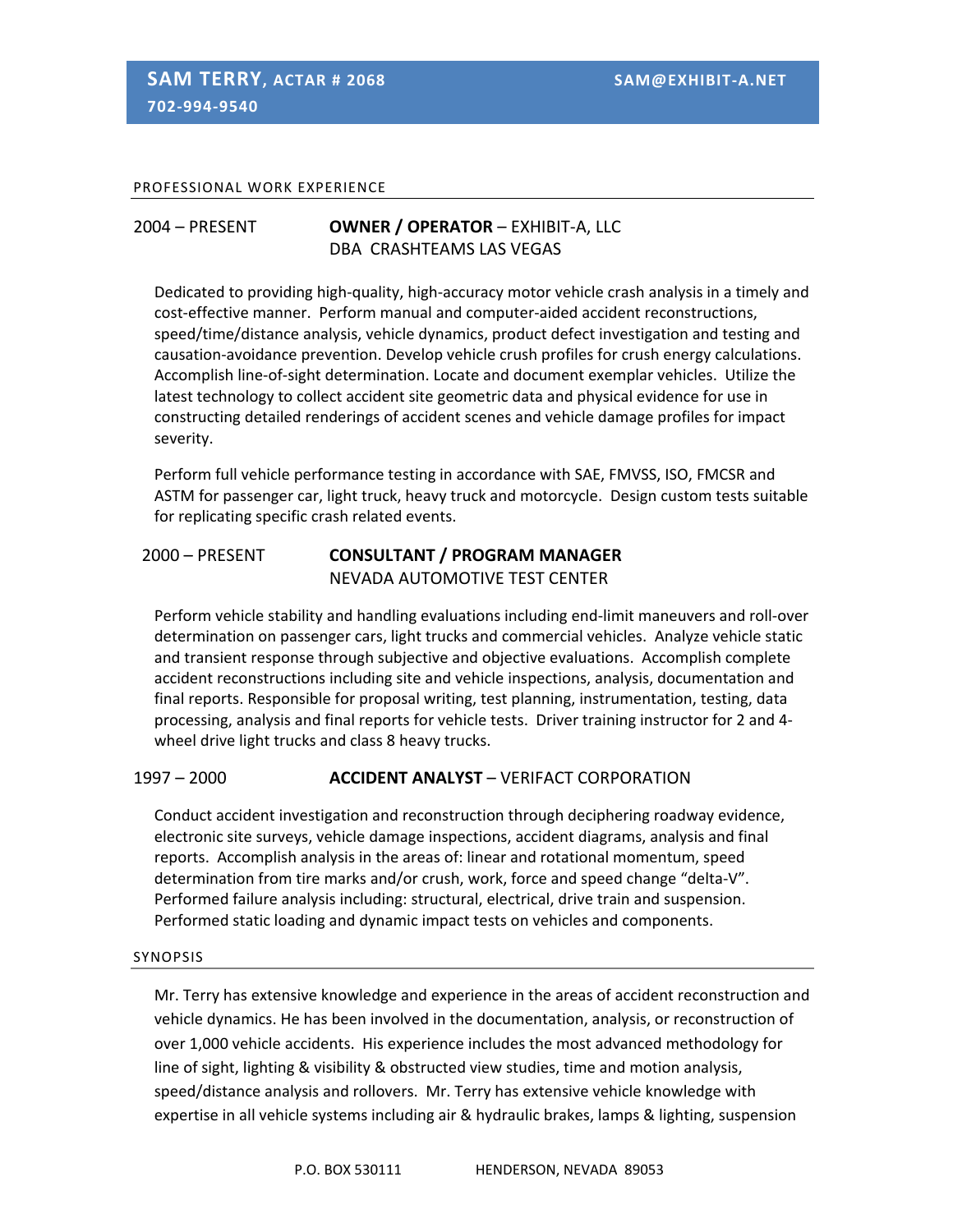**SAM TERRY, ACTAR # 2068** **SAM@EXHIBIT-A.NET**
**702-994-9540**

## PROFESSIONAL WORK EXPERIENCE

### 2004 – PRESENT **OWNER / OPERATOR** – EXHIBIT-A, LLC
DBA CRASHTEAMS LAS VEGAS

Dedicated to providing high-quality, high-accuracy motor vehicle crash analysis in a timely and cost-effective manner. Perform manual and computer-aided accident reconstructions, speed/time/distance analysis, vehicle dynamics, product defect investigation and testing and causation-avoidance prevention. Develop vehicle crush profiles for crush energy calculations. Accomplish line-of-sight determination. Locate and document exemplar vehicles. Utilize the latest technology to collect accident site geometric data and physical evidence for use in constructing detailed renderings of accident scenes and vehicle damage profiles for impact severity.

Perform full vehicle performance testing in accordance with SAE, FMVSS, ISO, FMCSR and ASTM for passenger car, light truck, heavy truck and motorcycle. Design custom tests suitable for replicating specific crash related events.

### 2000 – PRESENT **CONSULTANT / PROGRAM MANAGER**
NEVADA AUTOMOTIVE TEST CENTER

Perform vehicle stability and handling evaluations including end-limit maneuvers and roll-over determination on passenger cars, light trucks and commercial vehicles. Analyze vehicle static and transient response through subjective and objective evaluations. Accomplish complete accident reconstructions including site and vehicle inspections, analysis, documentation and final reports. Responsible for proposal writing, test planning, instrumentation, testing, data processing, analysis and final reports for vehicle tests. Driver training instructor for 2 and 4-wheel drive light trucks and class 8 heavy trucks.

### 1997 – 2000 **ACCIDENT ANALYST** – VERIFACT CORPORATION

Conduct accident investigation and reconstruction through deciphering roadway evidence, electronic site surveys, vehicle damage inspections, accident diagrams, analysis and final reports. Accomplish analysis in the areas of: linear and rotational momentum, speed determination from tire marks and/or crush, work, force and speed change "delta-V". Performed failure analysis including: structural, electrical, drive train and suspension. Performed static loading and dynamic impact tests on vehicles and components.

## SYNOPSIS

Mr. Terry has extensive knowledge and experience in the areas of accident reconstruction and vehicle dynamics. He has been involved in the documentation, analysis, or reconstruction of over 1,000 vehicle accidents. His experience includes the most advanced methodology for line of sight, lighting & visibility & obstructed view studies, time and motion analysis, speed/distance analysis and rollovers. Mr. Terry has extensive vehicle knowledge with expertise in all vehicle systems including air & hydraulic brakes, lamps & lighting, suspension

P.O. BOX 530111 HENDERSON, NEVADA 89053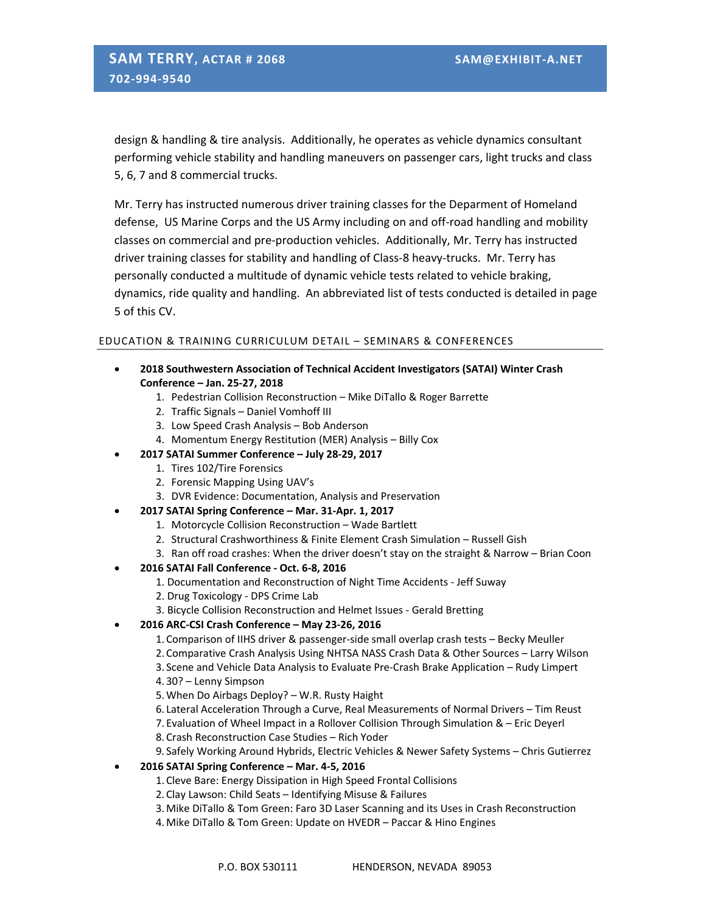design & handling & tire analysis. Additionally, he operates as vehicle dynamics consultant performing vehicle stability and handling maneuvers on passenger cars, light trucks and class 5, 6, 7 and 8 commercial trucks.

Mr. Terry has instructed numerous driver training classes for the Deparment of Homeland defense, US Marine Corps and the US Army including on and off-road handling and mobility classes on commercial and pre-production vehicles. Additionally, Mr. Terry has instructed driver training classes for stability and handling of Class-8 heavy-trucks. Mr. Terry has personally conducted a multitude of dynamic vehicle tests related to vehicle braking, dynamics, ride quality and handling. An abbreviated list of tests conducted is detailed in page 5 of this CV.

## EDUCATION & TRAINING CURRICULUM DETAIL – SEMINARS & CONFERENCES

- **2018 Southwestern Association of Technical Accident Investigators (SATAI) Winter Crash Conference – Jan. 25-27, 2018**
  1. Pedestrian Collision Reconstruction – Mike DiTallo & Roger Barrette
  2. Traffic Signals – Daniel Vomhoff III
  3. Low Speed Crash Analysis – Bob Anderson
  4. Momentum Energy Restitution (MER) Analysis – Billy Cox
- **2017 SATAI Summer Conference – July 28-29, 2017**
  1. Tires 102/Tire Forensics
  2. Forensic Mapping Using UAV's
  3. DVR Evidence: Documentation, Analysis and Preservation
- **2017 SATAI Spring Conference – Mar. 31-Apr. 1, 2017**
  1. Motorcycle Collision Reconstruction – Wade Bartlett
  2. Structural Crashworthiness & Finite Element Crash Simulation – Russell Gish
  3. Ran off road crashes: When the driver doesn't stay on the straight & Narrow – Brian Coon
- **2016 SATAI Fall Conference - Oct. 6-8, 2016**
  1. Documentation and Reconstruction of Night Time Accidents - Jeff Suway
  2. Drug Toxicology - DPS Crime Lab
  3. Bicycle Collision Reconstruction and Helmet Issues - Gerald Bretting
- **2016 ARC-CSI Crash Conference – May 23-26, 2016**
  1. Comparison of IIHS driver & passenger-side small overlap crash tests – Becky Meuller
  2. Comparative Crash Analysis Using NHTSA NASS Crash Data & Other Sources – Larry Wilson
  3. Scene and Vehicle Data Analysis to Evaluate Pre-Crash Brake Application – Rudy Limpert
  4. 30? – Lenny Simpson
  5. When Do Airbags Deploy? – W.R. Rusty Haight
  6. Lateral Acceleration Through a Curve, Real Measurements of Normal Drivers – Tim Reust
  7. Evaluation of Wheel Impact in a Rollover Collision Through Simulation & – Eric Deyerl
  8. Crash Reconstruction Case Studies – Rich Yoder
  9. Safely Working Around Hybrids, Electric Vehicles & Newer Safety Systems – Chris Gutierrez
- **2016 SATAI Spring Conference – Mar. 4-5, 2016**
  1. Cleve Bare: Energy Dissipation in High Speed Frontal Collisions
  2. Clay Lawson: Child Seats – Identifying Misuse & Failures
  3. Mike DiTallo & Tom Green: Faro 3D Laser Scanning and its Uses in Crash Reconstruction
  4. Mike DiTallo & Tom Green: Update on HVEDR – Paccar & Hino Engines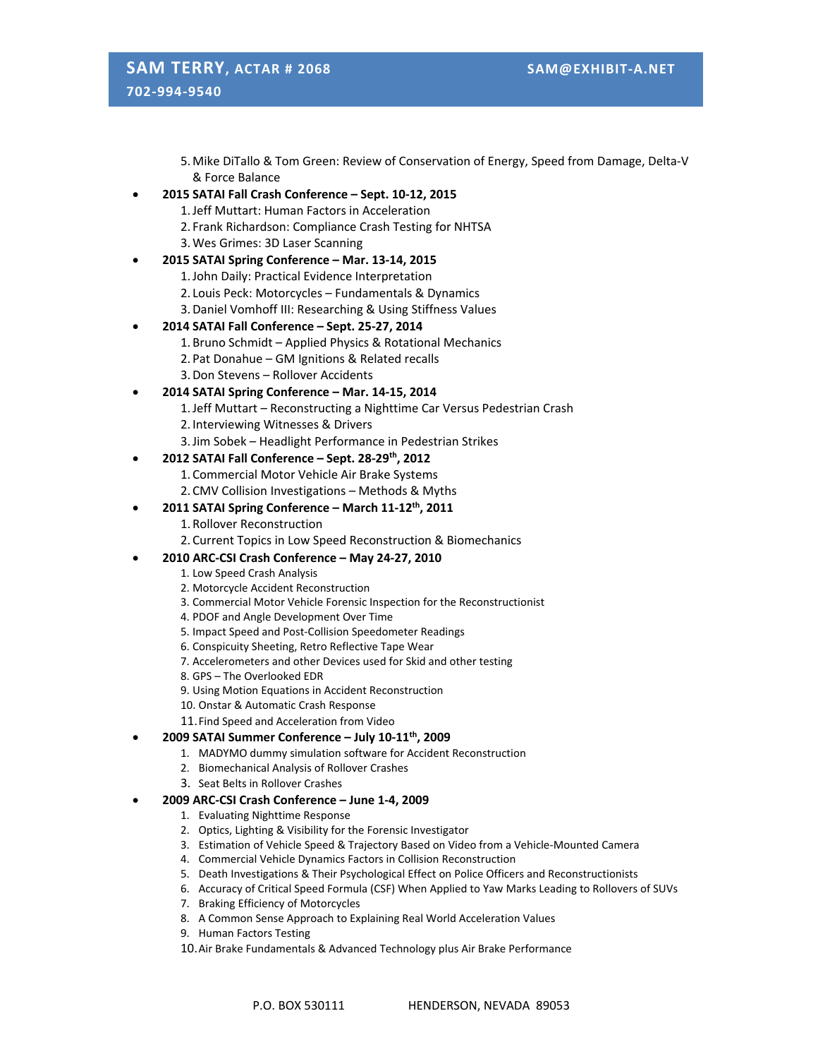5. Mike DiTallo & Tom Green: Review of Conservation of Energy, Speed from Damage, Delta-V & Force Balance

- **2015 SATAI Fall Crash Conference – Sept. 10-12, 2015**
  1. Jeff Muttart: Human Factors in Acceleration
  2. Frank Richardson: Compliance Crash Testing for NHTSA
  3. Wes Grimes: 3D Laser Scanning
- **2015 SATAI Spring Conference – Mar. 13-14, 2015**
  1. John Daily: Practical Evidence Interpretation
  2. Louis Peck: Motorcycles – Fundamentals & Dynamics
  3. Daniel Vomhoff III: Researching & Using Stiffness Values
- **2014 SATAI Fall Conference – Sept. 25-27, 2014**
  1. Bruno Schmidt – Applied Physics & Rotational Mechanics
  2. Pat Donahue – GM Ignitions & Related recalls
  3. Don Stevens – Rollover Accidents
- **2014 SATAI Spring Conference – Mar. 14-15, 2014**
  1. Jeff Muttart – Reconstructing a Nighttime Car Versus Pedestrian Crash
  2. Interviewing Witnesses & Drivers
  3. Jim Sobek – Headlight Performance in Pedestrian Strikes
- **2012 SATAI Fall Conference – Sept. 28-29th, 2012**
  1. Commercial Motor Vehicle Air Brake Systems
  2. CMV Collision Investigations – Methods & Myths
- **2011 SATAI Spring Conference – March 11-12th, 2011**
  1. Rollover Reconstruction
  2. Current Topics in Low Speed Reconstruction & Biomechanics
- **2010 ARC-CSI Crash Conference – May 24-27, 2010**
  1. Low Speed Crash Analysis
  2. Motorcycle Accident Reconstruction
  3. Commercial Motor Vehicle Forensic Inspection for the Reconstructionist
  4. PDOF and Angle Development Over Time
  5. Impact Speed and Post-Collision Speedometer Readings
  6. Conspicuity Sheeting, Retro Reflective Tape Wear
  7. Accelerometers and other Devices used for Skid and other testing
  8. GPS – The Overlooked EDR
  9. Using Motion Equations in Accident Reconstruction
  10. Onstar & Automatic Crash Response
  11. Find Speed and Acceleration from Video
- **2009 SATAI Summer Conference – July 10-11th, 2009**
  1. MADYMO dummy simulation software for Accident Reconstruction
  2. Biomechanical Analysis of Rollover Crashes
  3. Seat Belts in Rollover Crashes
- **2009 ARC-CSI Crash Conference – June 1-4, 2009**
  1. Evaluating Nighttime Response
  2. Optics, Lighting & Visibility for the Forensic Investigator
  3. Estimation of Vehicle Speed & Trajectory Based on Video from a Vehicle-Mounted Camera
  4. Commercial Vehicle Dynamics Factors in Collision Reconstruction
  5. Death Investigations & Their Psychological Effect on Police Officers and Reconstructionists
  6. Accuracy of Critical Speed Formula (CSF) When Applied to Yaw Marks Leading to Rollovers of SUVs
  7. Braking Efficiency of Motorcycles
  8. A Common Sense Approach to Explaining Real World Acceleration Values
  9. Human Factors Testing
  10. Air Brake Fundamentals & Advanced Technology plus Air Brake Performance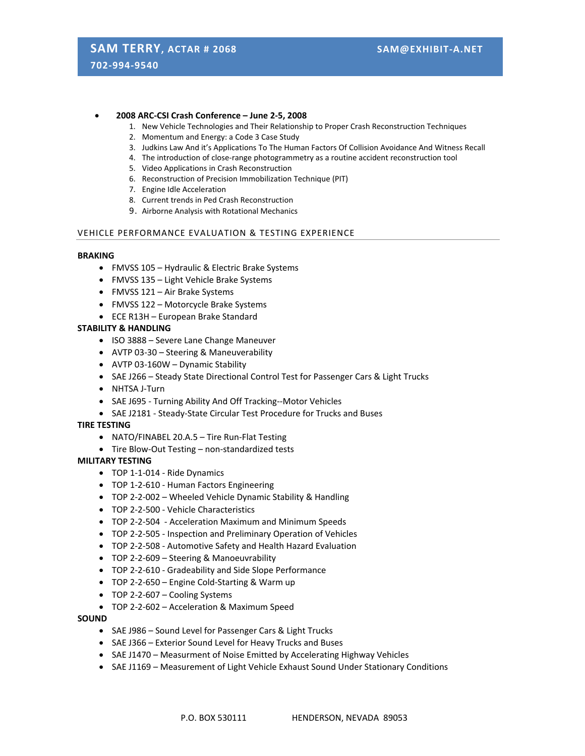- **2008 ARC-CSI Crash Conference – June 2-5, 2008**
  1. New Vehicle Technologies and Their Relationship to Proper Crash Reconstruction Techniques
  2. Momentum and Energy: a Code 3 Case Study
  3. Judkins Law And it's Applications To The Human Factors Of Collision Avoidance And Witness Recall
  4. The introduction of close-range photogrammetry as a routine accident reconstruction tool
  5. Video Applications in Crash Reconstruction
  6. Reconstruction of Precision Immobilization Technique (PIT)
  7. Engine Idle Acceleration
  8. Current trends in Ped Crash Reconstruction
  9. Airborne Analysis with Rotational Mechanics

## VEHICLE PERFORMANCE EVALUATION & TESTING EXPERIENCE

**BRAKING**

- FMVSS 105 – Hydraulic & Electric Brake Systems
- FMVSS 135 – Light Vehicle Brake Systems
- FMVSS 121 – Air Brake Systems
- FMVSS 122 – Motorcycle Brake Systems
- ECE R13H – European Brake Standard

**STABILITY & HANDLING**

- ISO 3888 – Severe Lane Change Maneuver
- AVTP 03-30 – Steering & Maneuverability
- AVTP 03-160W – Dynamic Stability
- SAE J266 – Steady State Directional Control Test for Passenger Cars & Light Trucks
- NHTSA J-Turn
- SAE J695 - Turning Ability And Off Tracking--Motor Vehicles
- SAE J2181 - Steady-State Circular Test Procedure for Trucks and Buses

**TIRE TESTING**

- NATO/FINABEL 20.A.5 – Tire Run-Flat Testing
- Tire Blow-Out Testing – non-standardized tests

**MILITARY TESTING**

- TOP 1-1-014 - Ride Dynamics
- TOP 1-2-610 - Human Factors Engineering
- TOP 2-2-002 – Wheeled Vehicle Dynamic Stability & Handling
- TOP 2-2-500 - Vehicle Characteristics
- TOP 2-2-504 - Acceleration Maximum and Minimum Speeds
- TOP 2-2-505 - Inspection and Preliminary Operation of Vehicles
- TOP 2-2-508 - Automotive Safety and Health Hazard Evaluation
- TOP 2-2-609 – Steering & Manoeuvrability
- TOP 2-2-610 - Gradeability and Side Slope Performance
- TOP 2-2-650 – Engine Cold-Starting & Warm up
- TOP 2-2-607 – Cooling Systems
- TOP 2-2-602 – Acceleration & Maximum Speed

**SOUND**

- SAE J986 – Sound Level for Passenger Cars & Light Trucks
- SAE J366 – Exterior Sound Level for Heavy Trucks and Buses
- SAE J1470 – Measurment of Noise Emitted by Accelerating Highway Vehicles
- SAE J1169 – Measurement of Light Vehicle Exhaust Sound Under Stationary Conditions